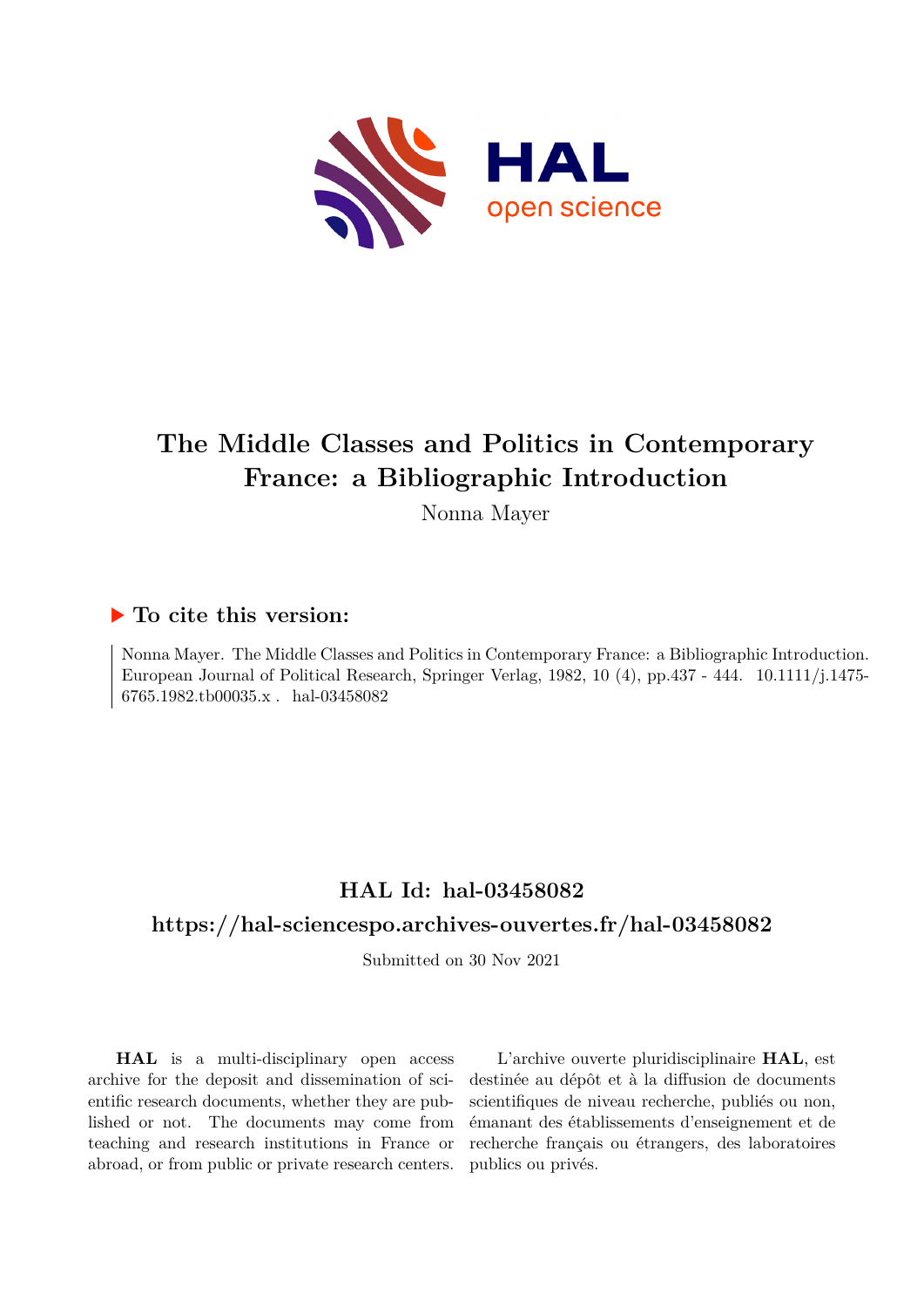# The Middle Classes and Politics in Contemporary France: a Bibliographic Introduction

Nonna Mayer

## To cite this version:

Nonna Mayer. The Middle Classes and Politics in Contemporary France: a Bibliographic Introduction. European Journal of Political Research, Springer Verlag, 1982, 10 (4), pp.437 - 444. 10.1111/j.1475-6765.1982.tb00035.x . hal-03458082

## HAL Id: hal-03458082

## https://hal-sciencespo.archives-ouvertes.fr/hal-03458082

Submitted on 30 Nov 2021

**HAL** is a multi-disciplinary open access archive for the deposit and dissemination of scientific research documents, whether they are published or not. The documents may come from teaching and research institutions in France or abroad, or from public or private research centers.

L'archive ouverte pluridisciplinaire **HAL**, est destinée au dépôt et à la diffusion de documents scientifiques de niveau recherche, publiés ou non, émanant des établissements d'enseignement et de recherche français ou étrangers, des laboratoires publics ou privés.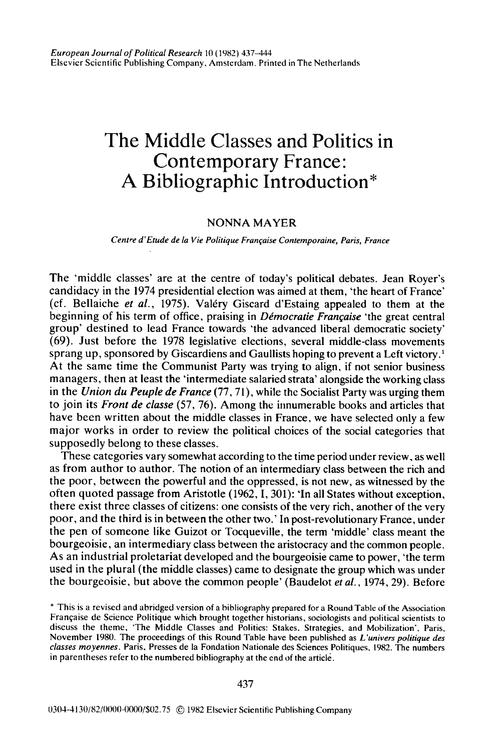# The Middle Classes and Politics in Contemporary France: A Bibliographic Introduction*

NONNA MAYER

*Centre d'Etude de la Vie Politique Française Contemporaine, Paris, France*

The 'middle classes' are at the centre of today's political debates. Jean Royer's candidacy in the 1974 presidential election was aimed at them, 'the heart of France' (cf. Bellaiche *et al.*, 1975). Valéry Giscard d'Estaing appealed to them at the beginning of his term of office, praising in *Démocratie Française* 'the great central group' destined to lead France towards 'the advanced liberal democratic society' (69). Just before the 1978 legislative elections, several middle-class movements sprang up, sponsored by Giscardiens and Gaullists hoping to prevent a Left victory.[1] At the same time the Communist Party was trying to align, if not senior business managers, then at least the 'intermediate salaried strata' alongside the working class in the *Union du Peuple de France* (77, 71), while the Socialist Party was urging them to join its *Front de classe* (57, 76). Among the innumerable books and articles that have been written about the middle classes in France, we have selected only a few major works in order to review the political choices of the social categories that supposedly belong to these classes.

These categories vary somewhat according to the time period under review, as well as from author to author. The notion of an intermediary class between the rich and the poor, between the powerful and the oppressed, is not new, as witnessed by the often quoted passage from Aristotle (1962, I, 301): 'In all States without exception, there exist three classes of citizens: one consists of the very rich, another of the very poor, and the third is in between the other two.' In post-revolutionary France, under the pen of someone like Guizot or Tocqueville, the term 'middle' class meant the bourgeoisie, an intermediary class between the aristocracy and the common people. As an industrial proletariat developed and the bourgeoisie came to power, 'the term used in the plural (the middle classes) came to designate the group which was under the bourgeoisie, but above the common people' (Baudelot *et al.*, 1974, 29). Before

\* This is a revised and abridged version of a bibliography prepared for a Round Table of the Association Française de Science Politique which brought together historians, sociologists and political scientists to discuss the theme, 'The Middle Classes and Politics: Stakes, Strategies, and Mobilization', Paris, November 1980. The proceedings of this Round Table have been published as *L'univers politique des classes moyennes*. Paris, Presses de la Fondation Nationale des Sciences Politiques, 1982. The numbers in parentheses refer to the numbered bibliography at the end of the article.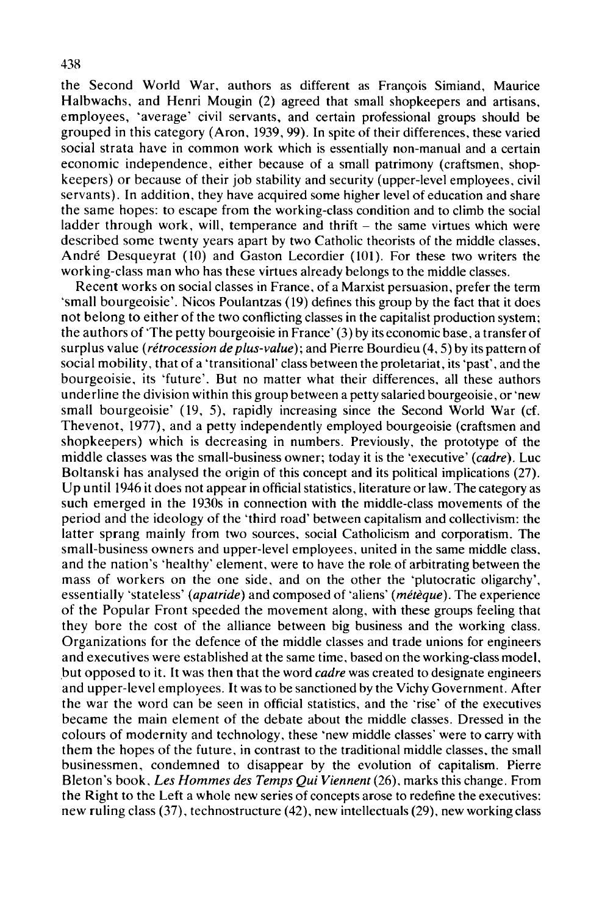the Second World War, authors as different as François Simiand, Maurice Halbwachs, and Henri Mougin (2) agreed that small shopkeepers and artisans, employees, 'average' civil servants, and certain professional groups should be grouped in this category (Aron, 1939, 99). In spite of their differences, these varied social strata have in common work which is essentially non-manual and a certain economic independence, either because of a small patrimony (craftsmen, shopkeepers) or because of their job stability and security (upper-level employees, civil servants). In addition, they have acquired some higher level of education and share the same hopes: to escape from the working-class condition and to climb the social ladder through work, will, temperance and thrift – the same virtues which were described some twenty years apart by two Catholic theorists of the middle classes, André Desqueyrat (10) and Gaston Lecordier (101). For these two writers the working-class man who has these virtues already belongs to the middle classes.

Recent works on social classes in France, of a Marxist persuasion, prefer the term 'small bourgeoisie'. Nicos Poulantzas (19) defines this group by the fact that it does not belong to either of the two conflicting classes in the capitalist production system; the authors of 'The petty bourgeoisie in France' (3) by its economic base, a transfer of surplus value (*rétrocession de plus-value*); and Pierre Bourdieu (4, 5) by its pattern of social mobility, that of a 'transitional' class between the proletariat, its 'past', and the bourgeoisie, its 'future'. But no matter what their differences, all these authors underline the division within this group between a petty salaried bourgeoisie, or 'new small bourgeoisie' (19, 5), rapidly increasing since the Second World War (cf. Thevenot, 1977), and a petty independently employed bourgeoisie (craftsmen and shopkeepers) which is decreasing in numbers. Previously, the prototype of the middle classes was the small-business owner; today it is the 'executive' (*cadre*). Luc Boltanski has analysed the origin of this concept and its political implications (27). Up until 1946 it does not appear in official statistics, literature or law. The category as such emerged in the 1930s in connection with the middle-class movements of the period and the ideology of the 'third road' between capitalism and collectivism: the latter sprang mainly from two sources, social Catholicism and corporatism. The small-business owners and upper-level employees, united in the same middle class, and the nation's 'healthy' element, were to have the role of arbitrating between the mass of workers on the one side, and on the other the 'plutocratic oligarchy', essentially 'stateless' (*apatride*) and composed of 'aliens' (*métèque*). The experience of the Popular Front speeded the movement along, with these groups feeling that they bore the cost of the alliance between big business and the working class. Organizations for the defence of the middle classes and trade unions for engineers and executives were established at the same time, based on the working-class model, but opposed to it. It was then that the word *cadre* was created to designate engineers and upper-level employees. It was to be sanctioned by the Vichy Government. After the war the word can be seen in official statistics, and the 'rise' of the executives became the main element of the debate about the middle classes. Dressed in the colours of modernity and technology, these 'new middle classes' were to carry with them the hopes of the future, in contrast to the traditional middle classes, the small businessmen, condemned to disappear by the evolution of capitalism. Pierre Bleton's book, *Les Hommes des Temps Qui Viennent* (26), marks this change. From the Right to the Left a whole new series of concepts arose to redefine the executives: new ruling class (37), technostructure (42), new intellectuals (29), new working class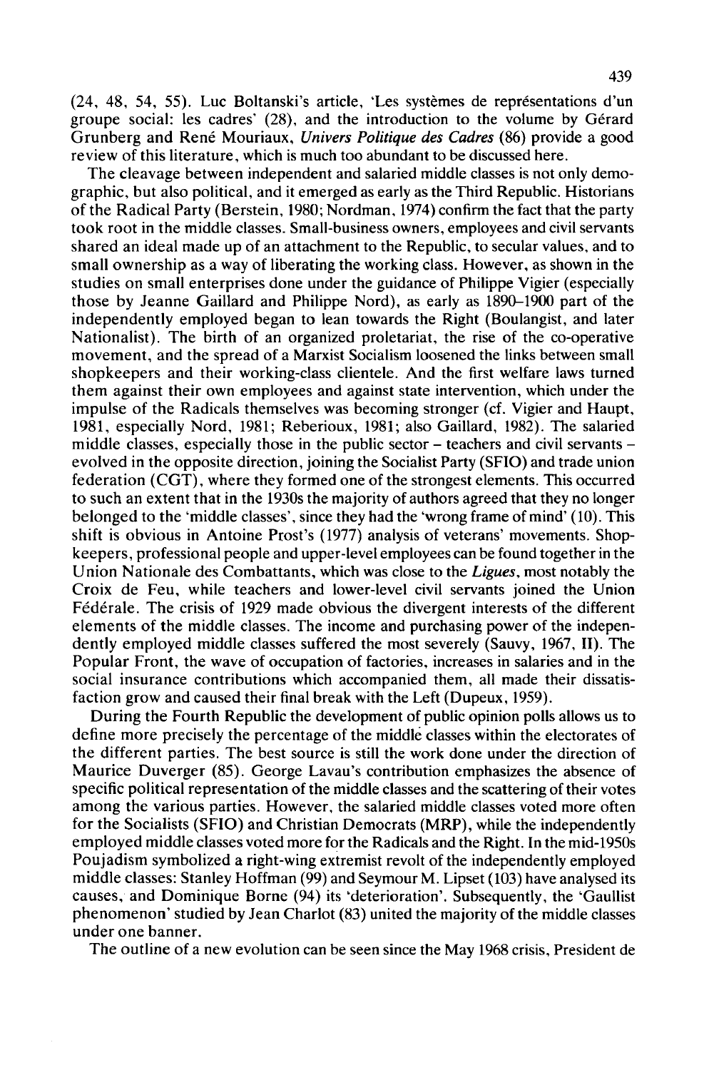(24, 48, 54, 55). Luc Boltanski's article, 'Les systèmes de représentations d'un groupe social: les cadres' (28), and the introduction to the volume by Gérard Grunberg and René Mouriaux, *Univers Politique des Cadres* (86) provide a good review of this literature, which is much too abundant to be discussed here.

The cleavage between independent and salaried middle classes is not only demographic, but also political, and it emerged as early as the Third Republic. Historians of the Radical Party (Berstein, 1980; Nordman, 1974) confirm the fact that the party took root in the middle classes. Small-business owners, employees and civil servants shared an ideal made up of an attachment to the Republic, to secular values, and to small ownership as a way of liberating the working class. However, as shown in the studies on small enterprises done under the guidance of Philippe Vigier (especially those by Jeanne Gaillard and Philippe Nord), as early as 1890–1900 part of the independently employed began to lean towards the Right (Boulangist, and later Nationalist). The birth of an organized proletariat, the rise of the co-operative movement, and the spread of a Marxist Socialism loosened the links between small shopkeepers and their working-class clientele. And the first welfare laws turned them against their own employees and against state intervention, which under the impulse of the Radicals themselves was becoming stronger (cf. Vigier and Haupt, 1981, especially Nord, 1981; Reberioux, 1981; also Gaillard, 1982). The salaried middle classes, especially those in the public sector – teachers and civil servants – evolved in the opposite direction, joining the Socialist Party (SFIO) and trade union federation (CGT), where they formed one of the strongest elements. This occurred to such an extent that in the 1930s the majority of authors agreed that they no longer belonged to the 'middle classes', since they had the 'wrong frame of mind' (10). This shift is obvious in Antoine Prost's (1977) analysis of veterans' movements. Shopkeepers, professional people and upper-level employees can be found together in the Union Nationale des Combattants, which was close to the *Ligues*, most notably the Croix de Feu, while teachers and lower-level civil servants joined the Union Fédérale. The crisis of 1929 made obvious the divergent interests of the different elements of the middle classes. The income and purchasing power of the independently employed middle classes suffered the most severely (Sauvy, 1967, II). The Popular Front, the wave of occupation of factories, increases in salaries and in the social insurance contributions which accompanied them, all made their dissatisfaction grow and caused their final break with the Left (Dupeux, 1959).

During the Fourth Republic the development of public opinion polls allows us to define more precisely the percentage of the middle classes within the electorates of the different parties. The best source is still the work done under the direction of Maurice Duverger (85). George Lavau's contribution emphasizes the absence of specific political representation of the middle classes and the scattering of their votes among the various parties. However, the salaried middle classes voted more often for the Socialists (SFIO) and Christian Democrats (MRP), while the independently employed middle classes voted more for the Radicals and the Right. In the mid-1950s Poujadism symbolized a right-wing extremist revolt of the independently employed middle classes: Stanley Hoffman (99) and Seymour M. Lipset (103) have analysed its causes, and Dominique Borne (94) its 'deterioration'. Subsequently, the 'Gaullist phenomenon' studied by Jean Charlot (83) united the majority of the middle classes under one banner.

The outline of a new evolution can be seen since the May 1968 crisis, President de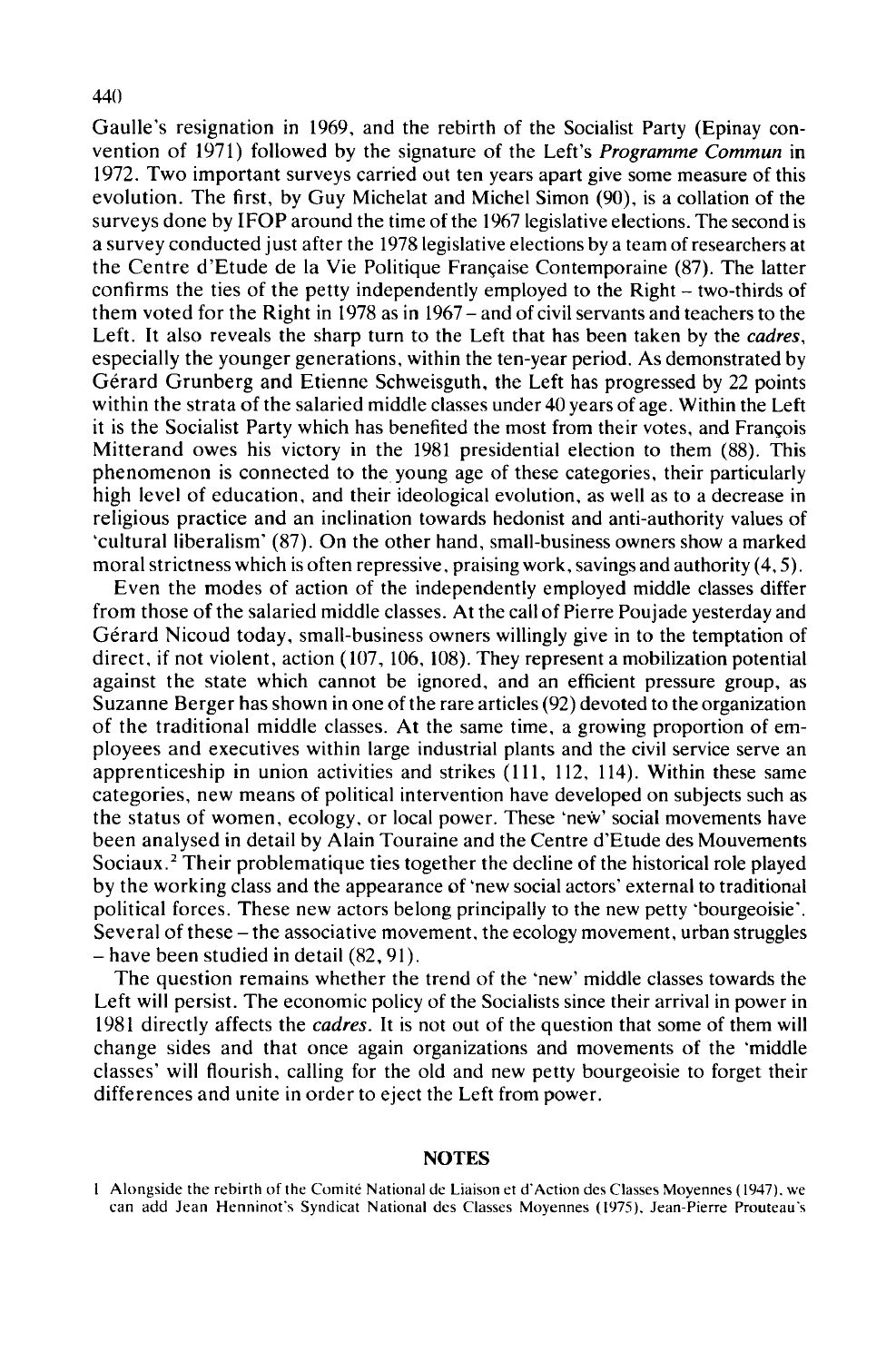Gaulle's resignation in 1969, and the rebirth of the Socialist Party (Epinay convention of 1971) followed by the signature of the Left's *Programme Commun* in 1972. Two important surveys carried out ten years apart give some measure of this evolution. The first, by Guy Michelat and Michel Simon (90), is a collation of the surveys done by IFOP around the time of the 1967 legislative elections. The second is a survey conducted just after the 1978 legislative elections by a team of researchers at the Centre d'Etude de la Vie Politique Française Contemporaine (87). The latter confirms the ties of the petty independently employed to the Right – two-thirds of them voted for the Right in 1978 as in 1967 – and of civil servants and teachers to the Left. It also reveals the sharp turn to the Left that has been taken by the *cadres*, especially the younger generations, within the ten-year period. As demonstrated by Gérard Grunberg and Etienne Schweisguth, the Left has progressed by 22 points within the strata of the salaried middle classes under 40 years of age. Within the Left it is the Socialist Party which has benefited the most from their votes, and François Mitterand owes his victory in the 1981 presidential election to them (88). This phenomenon is connected to the young age of these categories, their particularly high level of education, and their ideological evolution, as well as to a decrease in religious practice and an inclination towards hedonist and anti-authority values of 'cultural liberalism' (87). On the other hand, small-business owners show a marked moral strictness which is often repressive, praising work, savings and authority (4, 5).

Even the modes of action of the independently employed middle classes differ from those of the salaried middle classes. At the call of Pierre Poujade yesterday and Gérard Nicoud today, small-business owners willingly give in to the temptation of direct, if not violent, action (107, 106, 108). They represent a mobilization potential against the state which cannot be ignored, and an efficient pressure group, as Suzanne Berger has shown in one of the rare articles (92) devoted to the organization of the traditional middle classes. At the same time, a growing proportion of employees and executives within large industrial plants and the civil service serve an apprenticeship in union activities and strikes (111, 112, 114). Within these same categories, new means of political intervention have developed on subjects such as the status of women, ecology, or local power. These 'new' social movements have been analysed in detail by Alain Touraine and the Centre d'Etude des Mouvements Sociaux.[2] Their problematique ties together the decline of the historical role played by the working class and the appearance of 'new social actors' external to traditional political forces. These new actors belong principally to the new petty 'bourgeoisie'. Several of these – the associative movement, the ecology movement, urban struggles – have been studied in detail (82, 91).

The question remains whether the trend of the 'new' middle classes towards the Left will persist. The economic policy of the Socialists since their arrival in power in 1981 directly affects the *cadres*. It is not out of the question that some of them will change sides and that once again organizations and movements of the 'middle classes' will flourish, calling for the old and new petty bourgeoisie to forget their differences and unite in order to eject the Left from power.

## NOTES

1 Alongside the rebirth of the Comité National de Liaison et d'Action des Classes Moyennes (1947), we can add Jean Henninot's Syndicat National des Classes Moyennes (1975), Jean-Pierre Prouteau's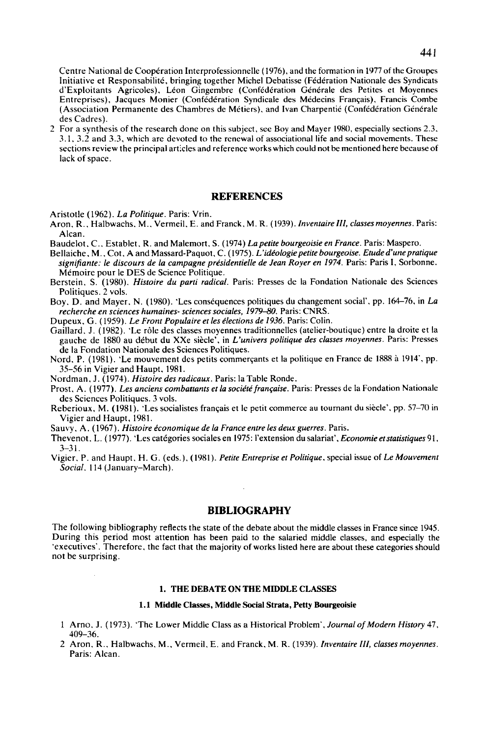Centre National de Coopération Interprofessionnelle (1976), and the formation in 1977 of the Groupes Initiative et Responsabilité, bringing together Michel Debatisse (Fédération Nationale des Syndicats d'Exploitants Agricoles), Léon Gingembre (Confédération Générale des Petites et Moyennes Entreprises), Jacques Monier (Confédération Syndicale des Médecins Français), Francis Combe (Association Permanente des Chambres de Métiers), and Ivan Charpentié (Confédération Générale des Cadres).

2 For a synthesis of the research done on this subject, see Boy and Mayer 1980, especially sections 2.3, 3.1, 3.2 and 3.3, which are devoted to the renewal of associational life and social movements. These sections review the principal articles and reference works which could not be mentioned here because of lack of space.

## REFERENCES

Aristotle (1962). *La Politique*. Paris: Vrin.

Aron, R., Halbwachs, M., Vermeil, E. and Franck, M. R. (1939). *Inventaire III, classes moyennes*. Paris: Alcan.

Baudelot, C., Establet, R. and Malemort, S. (1974) *La petite bourgeoisie en France*. Paris: Maspero.

Bellaiche, M., Cot, A and Massard-Paquot, C. (1975). *L'idéologie petite bourgeoise. Etude d'une pratique signifiante: le discours de la campagne présidentielle de Jean Royer en 1974*. Paris: Paris I, Sorbonne. Mémoire pour le DES de Science Politique.

Berstein, S. (1980). *Histoire du parti radical*. Paris: Presses de la Fondation Nationale des Sciences Politiques. 2 vols.

Boy, D. and Mayer, N. (1980). 'Les conséquences politiques du changement social', pp. 164–76, in *La recherche en sciences humaines- sciences sociales, 1979–80*. Paris: CNRS.

Dupeux, G. (1959). *Le Front Populaire et les élections de 1936*. Paris: Colin.

Gaillard, J. (1982). 'Le rôle des classes moyennes traditionnelles (atelier-boutique) entre la droite et la gauche de 1880 au début du XXe siècle', in *L'univers politique des classes moyennes*. Paris: Presses de la Fondation Nationale des Sciences Politiques.

Nord, P. (1981). 'Le mouvement des petits commerçants et la politique en France de 1888 à 1914', pp. 35–56 in Vigier and Haupt, 1981.

Nordman, J. (1974). *Histoire des radicaux*. Paris: la Table Ronde.

Prost, A. (1977). *Les anciens combattants et la société française*. Paris: Presses de la Fondation Nationale des Sciences Politiques. 3 vols.

Reberioux, M. (1981). 'Les socialistes français et le petit commerce au tournant du siècle', pp. 57–70 in Vigier and Haupt, 1981.

Sauvy, A. (1967). *Histoire économique de la France entre les deux guerres*. Paris.

Thevenot, L. (1977). 'Les catégories sociales en 1975: l'extension du salariat', *Economie et statistiques* 91, 3–31.

Vigier, P. and Haupt, H. G. (eds.), (1981). *Petite Entreprise et Politique*, special issue of *Le Mouvement Social*, 114 (January–March).

## BIBLIOGRAPHY

The following bibliography reflects the state of the debate about the middle classes in France since 1945. During this period most attention has been paid to the salaried middle classes, and especially the 'executives'. Therefore, the fact that the majority of works listed here are about these categories should not be surprising.

### 1. THE DEBATE ON THE MIDDLE CLASSES

#### 1.1 Middle Classes, Middle Social Strata, Petty Bourgeoisie

1 Arno, J. (1973). 'The Lower Middle Class as a Historical Problem', *Journal of Modern History* 47, 409–36.

2 Aron, R., Halbwachs, M., Vermeil, E. and Franck, M. R. (1939). *Inventaire III, classes moyennes*. Paris: Alcan.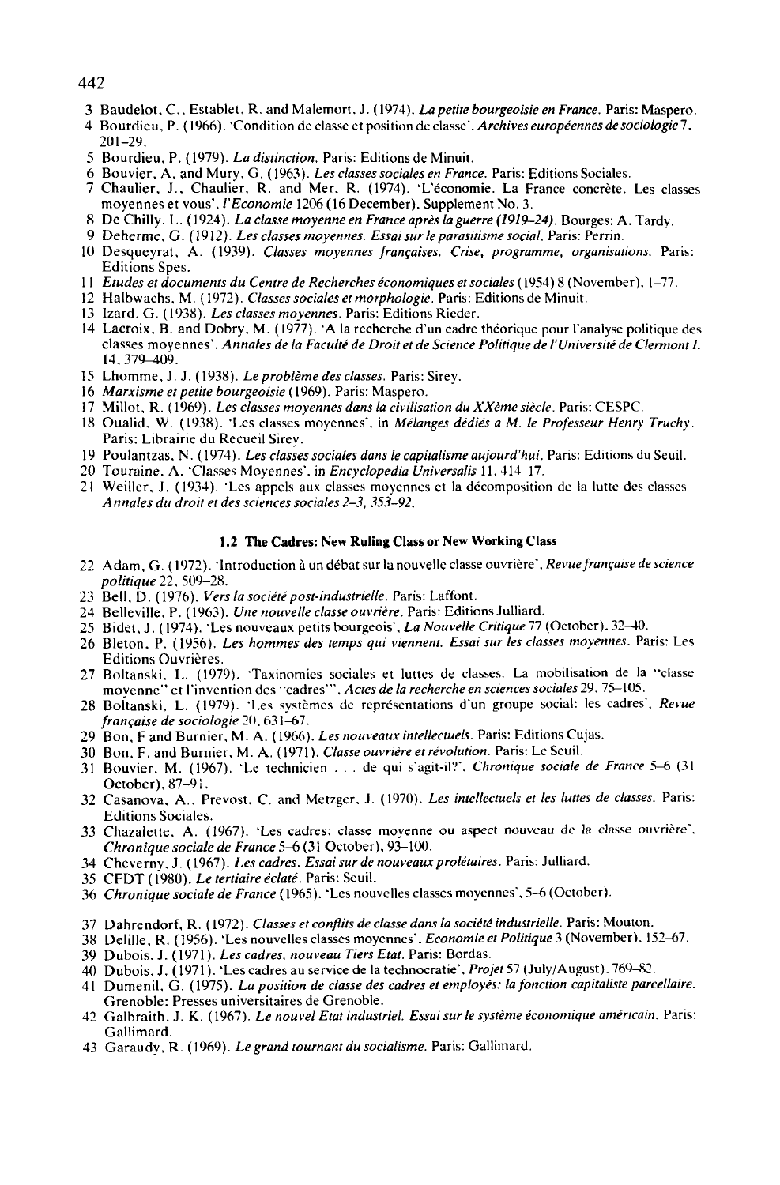3 Baudelot, C., Establet, R. and Malemort, J. (1974). *La petite bourgeoisie en France*. Paris: Maspero.
4 Bourdieu, P. (1966). 'Condition de classe et position de classe'. *Archives européennes de sociologie* 7, 201–29.
5 Bourdieu, P. (1979). *La distinction*. Paris: Editions de Minuit.
6 Bouvier, A. and Mury, G. (1963). *Les classes sociales en France*. Paris: Editions Sociales.
7 Chaulier, J., Chaulier, R. and Mer, R. (1974). 'L'économie. La France concrète. Les classes moyennes et vous', *l'Economie* 1206 (16 December), Supplement No. 3.
8 De Chilly, L. (1924). *La classe moyenne en France après la guerre (1919–24)*. Bourges: A. Tardy.
9 Deherme, G. (1912). *Les classes moyennes. Essai sur le parasitisme social*. Paris: Perrin.
10 Desqueyrat, A. (1939). *Classes moyennes françaises. Crise, programme, organisations*. Paris: Editions Spes.
11 *Etudes et documents du Centre de Recherches économiques et sociales* (1954) 8 (November), 1–77.
12 Halbwachs, M. (1972). *Classes sociales et morphologie*. Paris: Editions de Minuit.
13 Izard, G. (1938). *Les classes moyennes*. Paris: Editions Rieder.
14 Lacroix, B. and Dobry, M. (1977). 'A la recherche d'un cadre théorique pour l'analyse politique des classes moyennes', *Annales de la Faculté de Droit et de Science Politique de l'Université de Clermont I*, 14, 379–409.
15 Lhomme, J. J. (1938). *Le problème des classes*. Paris: Sirey.
16 *Marxisme et petite bourgeoisie* (1969). Paris: Maspero.
17 Millot, R. (1969). *Les classes moyennes dans la civilisation du XXème siècle*. Paris: CESPC.
18 Oualid, W. (1938). 'Les classes moyennes', in *Mélanges dédiés a M. le Professeur Henry Truchy*. Paris: Librairie du Recueil Sirey.
19 Poulantzas, N. (1974). *Les classes sociales dans le capitalisme aujourd'hui*. Paris: Editions du Seuil.
20 Touraine, A. 'Classes Moyennes', in *Encyclopedia Universalis* 11, 414–17.
21 Weiller, J. (1934). 'Les appels aux classes moyennes et la décomposition de la lutte des classes *Annales du droit et des sciences sociales 2–3, 353–92.*

### 1.2 The Cadres: New Ruling Class or New Working Class

22 Adam, G. (1972). 'Introduction à un débat sur la nouvelle classe ouvrière', *Revue française de science politique* 22, 509–28.
23 Bell, D. (1976). *Vers la société post-industrielle*. Paris: Laffont.
24 Belleville, P. (1963). *Une nouvelle classe ouvrière*. Paris: Editions Julliard.
25 Bidet, J. (1974). 'Les nouveaux petits bourgeois', *La Nouvelle Critique* 77 (October), 32–40.
26 Bleton, P. (1956). *Les hommes des temps qui viennent. Essai sur les classes moyennes*. Paris: Les Editions Ouvrières.
27 Boltanski, L. (1979). 'Taxinomies sociales et luttes de classes. La mobilisation de la "classe moyenne" et l'invention des "cadres"', *Actes de la recherche en sciences sociales* 29, 75–105.
28 Boltanski, L. (1979). 'Les systèmes de représentations d'un groupe social: les cadres', *Revue française de sociologie* 20, 631–67.
29 Bon, F and Burnier, M. A. (1966). *Les nouveaux intellectuels*. Paris: Editions Cujas.
30 Bon, F. and Burnier, M. A. (1971). *Classe ouvrière et révolution*. Paris: Le Seuil.
31 Bouvier, M. (1967). 'Le technicien . . . de qui s'agit-il?', *Chronique sociale de France* 5–6 (31 October), 87–91.
32 Casanova, A., Prevost, C. and Metzger, J. (1970). *Les intellectuels et les luttes de classes*. Paris: Editions Sociales.
33 Chazalette, A. (1967). 'Les cadres: classe moyenne ou aspect nouveau de la classe ouvrière', *Chronique sociale de France* 5–6 (31 October), 93–100.
34 Cheverny, J. (1967). *Les cadres. Essai sur de nouveaux prolétaires*. Paris: Julliard.
35 CFDT (1980). *Le tertiaire éclaté*. Paris: Seuil.
36 *Chronique sociale de France* (1965). 'Les nouvelles classes moyennes', 5–6 (October).
37 Dahrendorf, R. (1972). *Classes et conflits de classe dans la société industrielle*. Paris: Mouton.
38 Delille, R. (1956). 'Les nouvelles classes moyennes', *Economie et Politique* 3 (November), 152–67.
39 Dubois, J. (1971). *Les cadres, nouveau Tiers Etat*. Paris: Bordas.
40 Dubois, J. (1971). 'Les cadres au service de la technocratie', *Projet* 57 (July/August), 769–82.
41 Dumenil, G. (1975). *La position de classe des cadres et employés: la fonction capitaliste parcellaire*. Grenoble: Presses universitaires de Grenoble.
42 Galbraith, J. K. (1967). *Le nouvel Etat industriel. Essai sur le système économique américain*. Paris: Gallimard.
43 Garaudy, R. (1969). *Le grand tournant du socialisme*. Paris: Gallimard.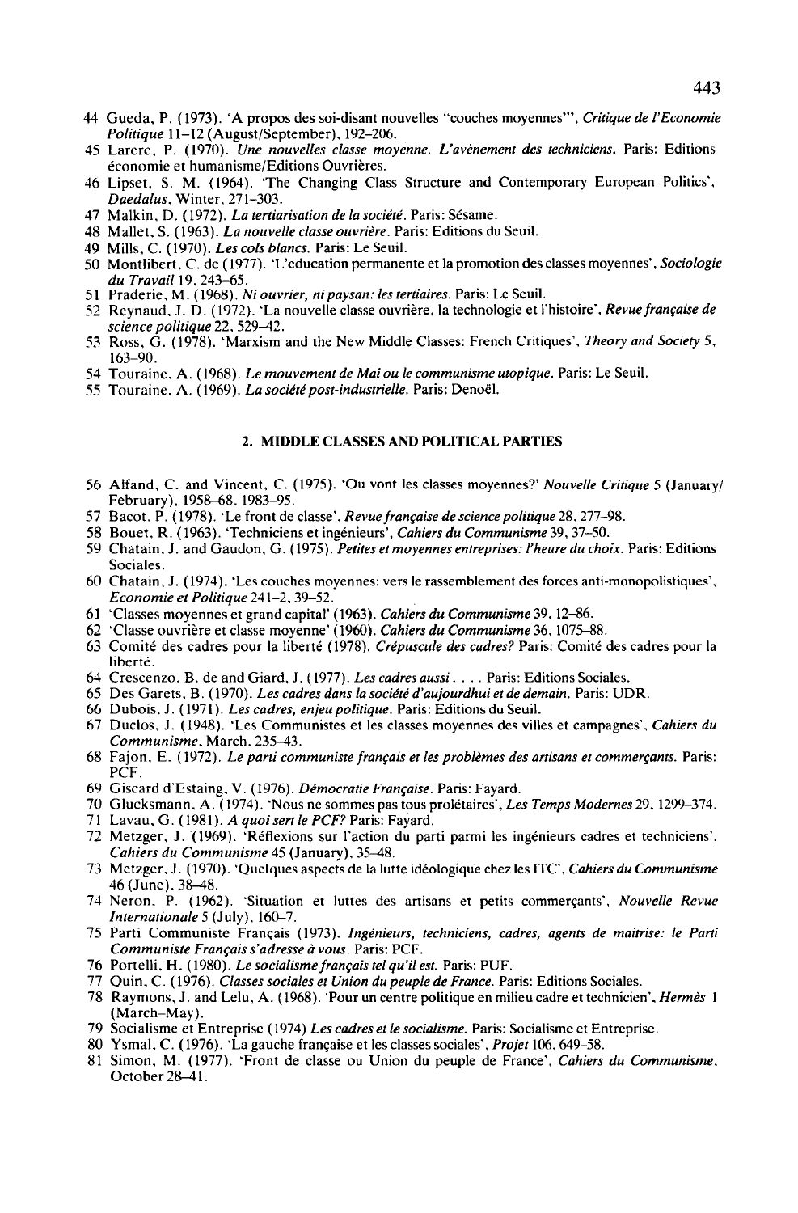44 Gueda, P. (1973). 'A propos des soi-disant nouvelles "couches moyennes"', *Critique de l'Economie Politique* 11–12 (August/September), 192–206.

45 Larere, P. (1970). *Une nouvelles classe moyenne. L'avènement des techniciens.* Paris: Editions économie et humanisme/Editions Ouvrières.

46 Lipset, S. M. (1964). 'The Changing Class Structure and Contemporary European Politics', *Daedalus*, Winter, 271–303.

47 Malkin, D. (1972). *La tertiarisation de la société.* Paris: Sésame.

48 Mallet, S. (1963). *La nouvelle classe ouvrière.* Paris: Editions du Seuil.

49 Mills, C. (1970). *Les cols blancs.* Paris: Le Seuil.

50 Montlibert, C. de (1977). 'L'education permanente et la promotion des classes moyennes', *Sociologie du Travail* 19, 243–65.

51 Praderie, M. (1968). *Ni ouvrier, ni paysan: les tertiaires.* Paris: Le Seuil.

52 Reynaud, J. D. (1972). 'La nouvelle classe ouvrière, la technologie et l'histoire', *Revue française de science politique* 22, 529–42.

53 Ross, G. (1978). 'Marxism and the New Middle Classes: French Critiques', *Theory and Society* 5, 163–90.

54 Touraine, A. (1968). *Le mouvement de Mai ou le communisme utopique.* Paris: Le Seuil.

55 Touraine, A. (1969). *La société post-industrielle.* Paris: Denoël.

## 2. MIDDLE CLASSES AND POLITICAL PARTIES

56 Alfand, C. and Vincent, C. (1975). 'Ou vont les classes moyennes?' *Nouvelle Critique* 5 (January/February), 1958–68, 1983–95.

57 Bacot, P. (1978). 'Le front de classe', *Revue française de science politique* 28, 277–98.

58 Bouet, R. (1963). 'Techniciens et ingénieurs', *Cahiers du Communisme* 39, 37–50.

59 Chatain, J. and Gaudon, G. (1975). *Petites et moyennes entreprises: l'heure du choix.* Paris: Editions Sociales.

60 Chatain, J. (1974). 'Les couches moyennes: vers le rassemblement des forces anti-monopolistiques', *Economie et Politique* 241–2, 39–52.

61 'Classes moyennes et grand capital' (1963). *Cahiers du Communisme* 39, 12–86.

62 'Classe ouvrière et classe moyenne' (1960). *Cahiers du Communisme* 36, 1075–88.

63 Comité des cadres pour la liberté (1978). *Crépuscule des cadres?* Paris: Comité des cadres pour la liberté.

64 Crescenzo, B. de and Giard, J. (1977). *Les cadres aussi. . . .* Paris: Editions Sociales.

65 Des Garets, B. (1970). *Les cadres dans la société d'aujourdhui et de demain.* Paris: UDR.

66 Dubois, J. (1971). *Les cadres, enjeu politique.* Paris: Editions du Seuil.

67 Duclos, J. (1948). 'Les Communistes et les classes moyennes des villes et campagnes', *Cahiers du Communisme*, March, 235–43.

68 Fajon, E. (1972). *Le parti communiste français et les problèmes des artisans et commerçants.* Paris: PCF.

69 Giscard d'Estaing, V. (1976). *Démocratie Française.* Paris: Fayard.

70 Glucksmann, A. (1974). 'Nous ne sommes pas tous prolétaires', *Les Temps Modernes* 29, 1299–374.

71 Lavau, G. (1981). *A quoi sert le PCF?* Paris: Fayard.

72 Metzger, J. (1969). 'Réflexions sur l'action du parti parmi les ingénieurs cadres et techniciens', *Cahiers du Communisme* 45 (January), 35–48.

73 Metzger, J. (1970). 'Quelques aspects de la lutte idéologique chez les ITC', *Cahiers du Communisme* 46 (June), 38–48.

74 Neron, P. (1962). 'Situation et luttes des artisans et petits commerçants', *Nouvelle Revue Internationale* 5 (July), 160–7.

75 Parti Communiste Français (1973). *Ingénieurs, techniciens, cadres, agents de maitrise: le Parti Communiste Français s'adresse à vous.* Paris: PCF.

76 Portelli, H. (1980). *Le socialisme français tel qu'il est.* Paris: PUF.

77 Quin, C. (1976). *Classes sociales et Union du peuple de France.* Paris: Editions Sociales.

78 Raymons, J. and Lelu, A. (1968). 'Pour un centre politique en milieu cadre et technicien', *Hermès* 1 (March–May).

79 Socialisme et Entreprise (1974) *Les cadres et le socialisme.* Paris: Socialisme et Entreprise.

80 Ysmal, C. (1976). 'La gauche française et les classes sociales', *Projet* 106, 649–58.

81 Simon, M. (1977). 'Front de classe ou Union du peuple de France', *Cahiers du Communisme*, October 28–41.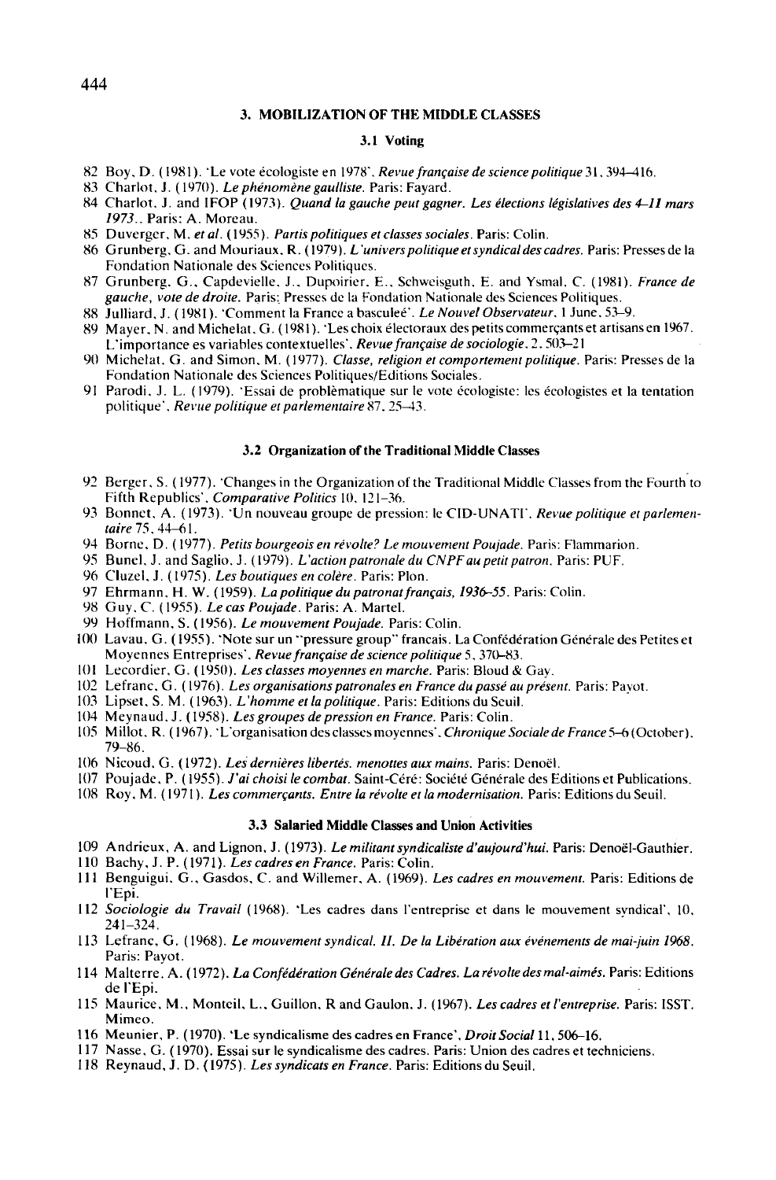## 3. MOBILIZATION OF THE MIDDLE CLASSES

### 3.1 Voting

82 Boy, D. (1981). 'Le vote écologiste en 1978'. *Revue française de science politique* 31, 394–416.

83 Charlot, J. (1970). *Le phénomène gaulliste*. Paris: Fayard.

84 Charlot, J. and IFOP (1973). *Quand la gauche peut gagner. Les élections législatives des 4–11 mars 1973.*. Paris: A. Moreau.

85 Duverger, M. *et al.* (1955). *Partis politiques et classes sociales*. Paris: Colin.

86 Grunberg, G. and Mouriaux, R. (1979). *L'univers politique et syndical des cadres*. Paris: Presses de la Fondation Nationale des Sciences Politiques.

87 Grunberg, G., Capdevielle, J., Dupoirier, E., Schweisguth, E. and Ysmal, C. (1981). *France de gauche, vote de droite*. Paris: Presses de la Fondation Nationale des Sciences Politiques.

88 Julliard, J. (1981). 'Comment la France a basculeé'. *Le Nouvel Observateur*, 1 June, 53–9.

89 Mayer, N. and Michelat, G. (1981). 'Les choix électoraux des petits commerçants et artisans en 1967. L'importance es variables contextuelles'. *Revue française de sociologie*, 2, 503–21

90 Michelat, G. and Simon, M. (1977). *Classe, religion et comportement politique*. Paris: Presses de la Fondation Nationale des Sciences Politiques/Editions Sociales.

91 Parodi, J. L. (1979). 'Essai de problèmatique sur le vote écologiste: les écologistes et la tentation politique'. *Revue politique et parlementaire* 87, 25–43.

### 3.2 Organization of the Traditional Middle Classes

92 Berger, S. (1977). 'Changes in the Organization of the Traditional Middle Classes from the Fourth to Fifth Republics'. *Comparative Politics* 10, 121–36.

93 Bonnet, A. (1973). 'Un nouveau groupe de pression: le CID-UNATI'. *Revue politique et parlementaire* 75, 44–61.

94 Borne, D. (1977). *Petits bourgeois en révolte? Le mouvement Poujade*. Paris: Flammarion.

95 Bunel, J. and Saglio, J. (1979). *L'action patronale du CNPF au petit patron*. Paris: PUF.

96 Cluzel, J. (1975). *Les boutiques en colère*. Paris: Plon.

97 Ehrmann, H. W. (1959). *La politique du patronat français, 1936–55*. Paris: Colin.

98 Guy, C. (1955). *Le cas Poujade*. Paris: A. Martel.

99 Hoffmann, S. (1956). *Le mouvement Poujade*. Paris: Colin.

100 Lavau, G. (1955). 'Note sur un "pressure group" francais. La Confédération Générale des Petites et Moyennes Entreprises', *Revue française de science politique* 5, 370–83.

101 Lecordier, G. (1950). *Les classes moyennes en marche*. Paris: Bloud & Gay.

102 Lefranc, G. (1976). *Les organisations patronales en France du passé au présent*. Paris: Payot.

103 Lipset, S. M. (1963). *L'homme et la politique*. Paris: Editions du Seuil.

104 Meynaud, J. (1958). *Les groupes de pression en France*. Paris: Colin.

105 Millot, R. (1967). 'L'organisation des classes moyennes'. *Chronique Sociale de France* 5–6 (October), 79–86.

106 Nicoud, G. (1972). *Les dernières libertés. menottes aux mains*. Paris: Denoël.

107 Poujade, P. (1955). *J'ai choisi le combat*. Saint-Céré: Société Générale des Editions et Publications.

108 Roy, M. (1971). *Les commerçants. Entre la révolte et la modernisation*. Paris: Editions du Seuil.

### 3.3 Salaried Middle Classes and Union Activities

109 Andrieux, A. and Lignon, J. (1973). *Le militant syndicaliste d'aujourd'hui*. Paris: Denoël-Gauthier.

110 Bachy, J. P. (1971). *Les cadres en France*. Paris: Colin.

111 Benguigui, G., Gasdos, C. and Willemer, A. (1969). *Les cadres en mouvement*. Paris: Editions de l'Epi.

112 *Sociologie du Travail* (1968). 'Les cadres dans l'entreprise et dans le mouvement syndical', 10, 241–324.

113 Lefranc, G. (1968). *Le mouvement syndical. II. De la Libération aux événements de mai-juin 1968*. Paris: Payot.

114 Malterre, A. (1972). *La Confédération Générale des Cadres. La révolte des mal-aimés*. Paris: Editions de l'Epi.

115 Maurice, M., Monteil, L., Guillon, R and Gaulon, J. (1967). *Les cadres et l'entreprise*. Paris: ISST. Mimeo.

116 Meunier, P. (1970). 'Le syndicalisme des cadres en France', *Droit Social* 11, 506–16.

117 Nasse, G. (1970). Essai sur le syndicalisme des cadres. Paris: Union des cadres et techniciens.

118 Reynaud, J. D. (1975). *Les syndicats en France*. Paris: Editions du Seuil.